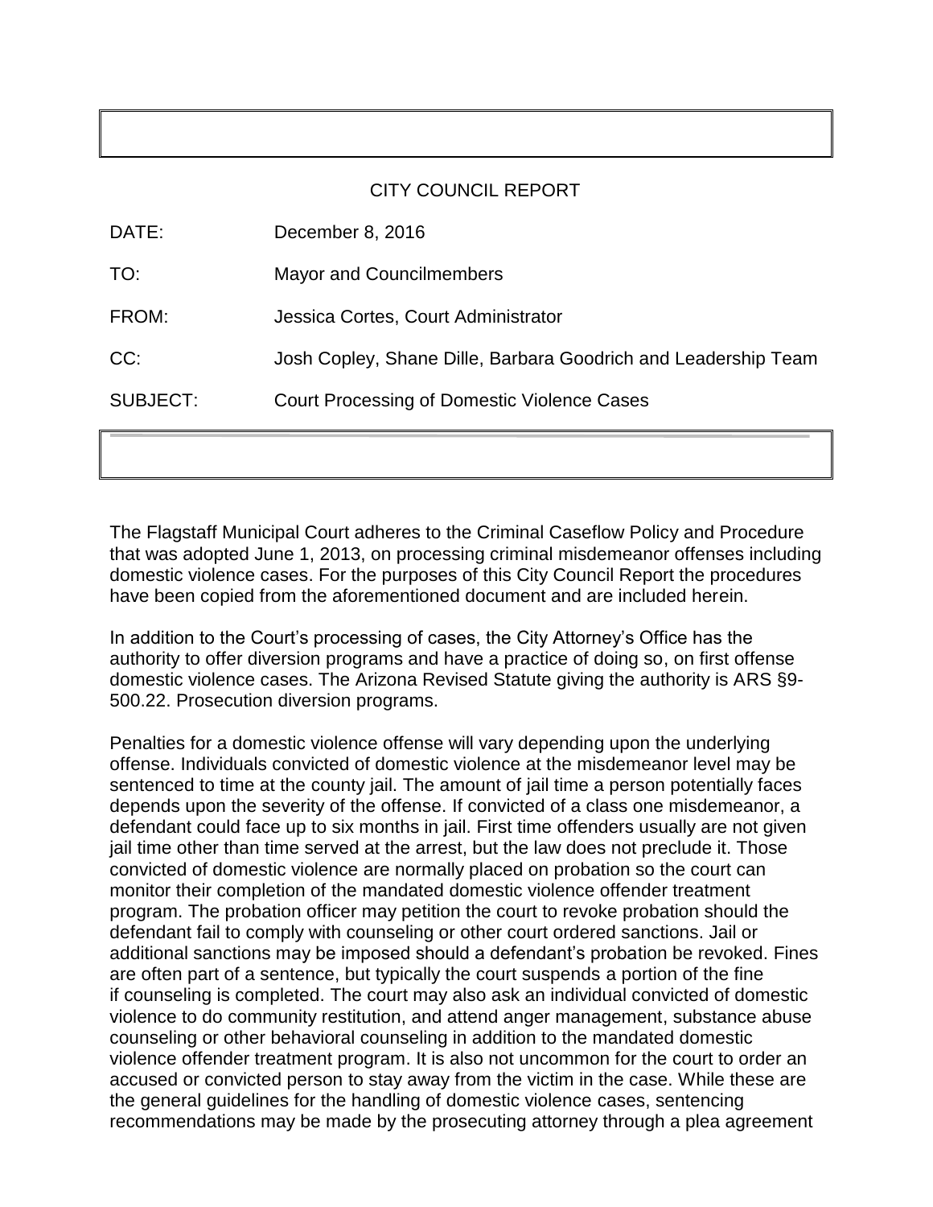# CITY COUNCIL REPORT

| | |
|---|---|
| DATE: | December 8, 2016 |
| TO: | Mayor and Councilmembers |
| FROM: | Jessica Cortes, Court Administrator |
| CC: | Josh Copley, Shane Dille, Barbara Goodrich and Leadership Team |
| SUBJECT: | Court Processing of Domestic Violence Cases |

The Flagstaff Municipal Court adheres to the Criminal Caseflow Policy and Procedure that was adopted June 1, 2013, on processing criminal misdemeanor offenses including domestic violence cases. For the purposes of this City Council Report the procedures have been copied from the aforementioned document and are included herein.

In addition to the Court's processing of cases, the City Attorney's Office has the authority to offer diversion programs and have a practice of doing so, on first offense domestic violence cases. The Arizona Revised Statute giving the authority is ARS §9-500.22. Prosecution diversion programs.

Penalties for a domestic violence offense will vary depending upon the underlying offense. Individuals convicted of domestic violence at the misdemeanor level may be sentenced to time at the county jail. The amount of jail time a person potentially faces depends upon the severity of the offense. If convicted of a class one misdemeanor, a defendant could face up to six months in jail. First time offenders usually are not given jail time other than time served at the arrest, but the law does not preclude it. Those convicted of domestic violence are normally placed on probation so the court can monitor their completion of the mandated domestic violence offender treatment program. The probation officer may petition the court to revoke probation should the defendant fail to comply with counseling or other court ordered sanctions. Jail or additional sanctions may be imposed should a defendant's probation be revoked. Fines are often part of a sentence, but typically the court suspends a portion of the fine if counseling is completed. The court may also ask an individual convicted of domestic violence to do community restitution, and attend anger management, substance abuse counseling or other behavioral counseling in addition to the mandated domestic violence offender treatment program. It is also not uncommon for the court to order an accused or convicted person to stay away from the victim in the case. While these are the general guidelines for the handling of domestic violence cases, sentencing recommendations may be made by the prosecuting attorney through a plea agreement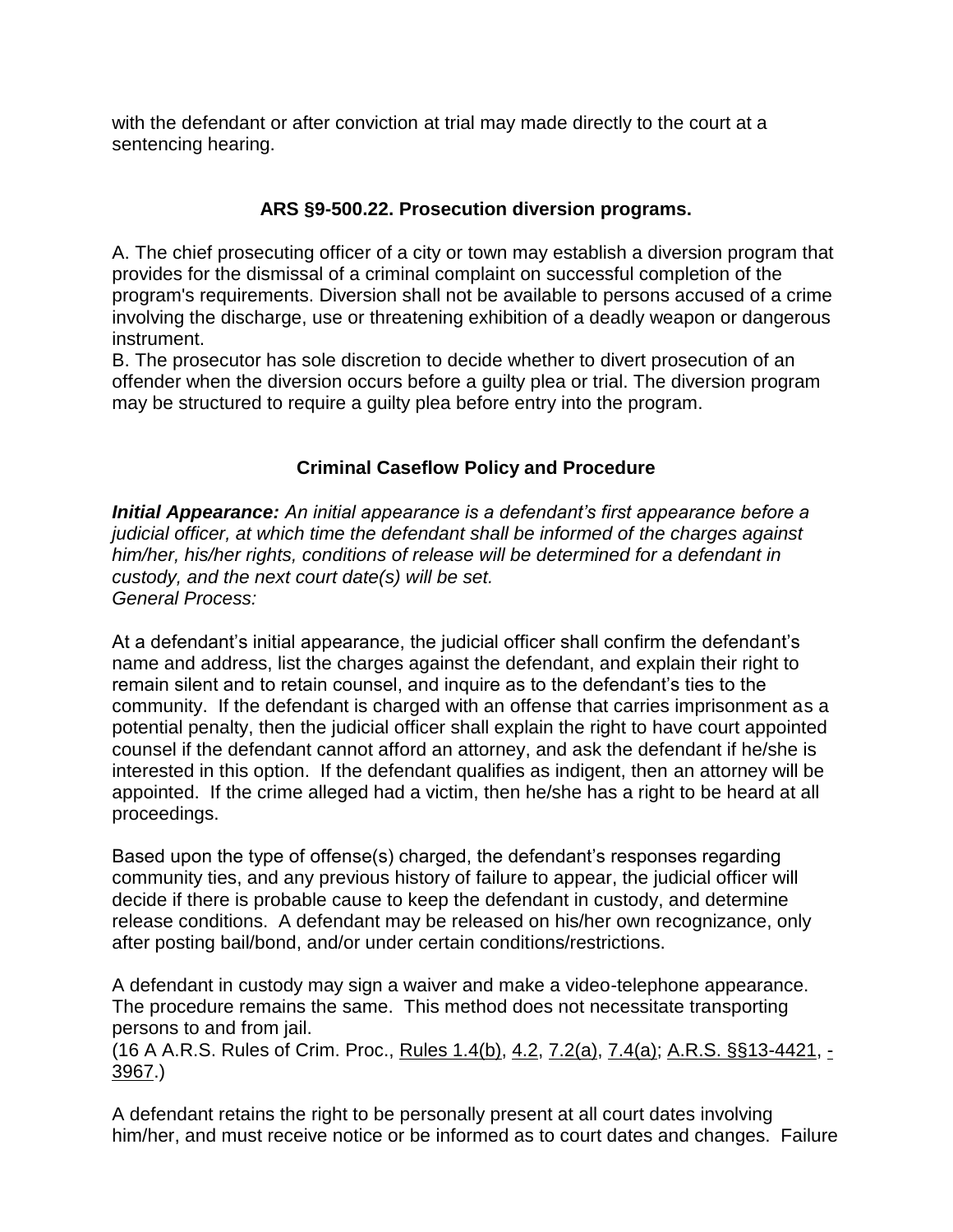with the defendant or after conviction at trial may made directly to the court at a sentencing hearing.

### ARS §9-500.22. Prosecution diversion programs.

A. The chief prosecuting officer of a city or town may establish a diversion program that provides for the dismissal of a criminal complaint on successful completion of the program's requirements. Diversion shall not be available to persons accused of a crime involving the discharge, use or threatening exhibition of a deadly weapon or dangerous instrument.
B. The prosecutor has sole discretion to decide whether to divert prosecution of an offender when the diversion occurs before a guilty plea or trial. The diversion program may be structured to require a guilty plea before entry into the program.

## Criminal Caseflow Policy and Procedure

***Initial Appearance:*** *An initial appearance is a defendant's first appearance before a judicial officer, at which time the defendant shall be informed of the charges against him/her, his/her rights, conditions of release will be determined for a defendant in custody, and the next court date(s) will be set.*
*General Process:*

At a defendant's initial appearance, the judicial officer shall confirm the defendant's name and address, list the charges against the defendant, and explain their right to remain silent and to retain counsel, and inquire as to the defendant's ties to the community. If the defendant is charged with an offense that carries imprisonment as a potential penalty, then the judicial officer shall explain the right to have court appointed counsel if the defendant cannot afford an attorney, and ask the defendant if he/she is interested in this option. If the defendant qualifies as indigent, then an attorney will be appointed. If the crime alleged had a victim, then he/she has a right to be heard at all proceedings.

Based upon the type of offense(s) charged, the defendant's responses regarding community ties, and any previous history of failure to appear, the judicial officer will decide if there is probable cause to keep the defendant in custody, and determine release conditions. A defendant may be released on his/her own recognizance, only after posting bail/bond, and/or under certain conditions/restrictions.

A defendant in custody may sign a waiver and make a video-telephone appearance. The procedure remains the same. This method does not necessitate transporting persons to and from jail.
(16 A A.R.S. Rules of Crim. Proc., Rules 1.4(b), 4.2, 7.2(a), 7.4(a); A.R.S. §§13-4421, -3967.)

A defendant retains the right to be personally present at all court dates involving him/her, and must receive notice or be informed as to court dates and changes. Failure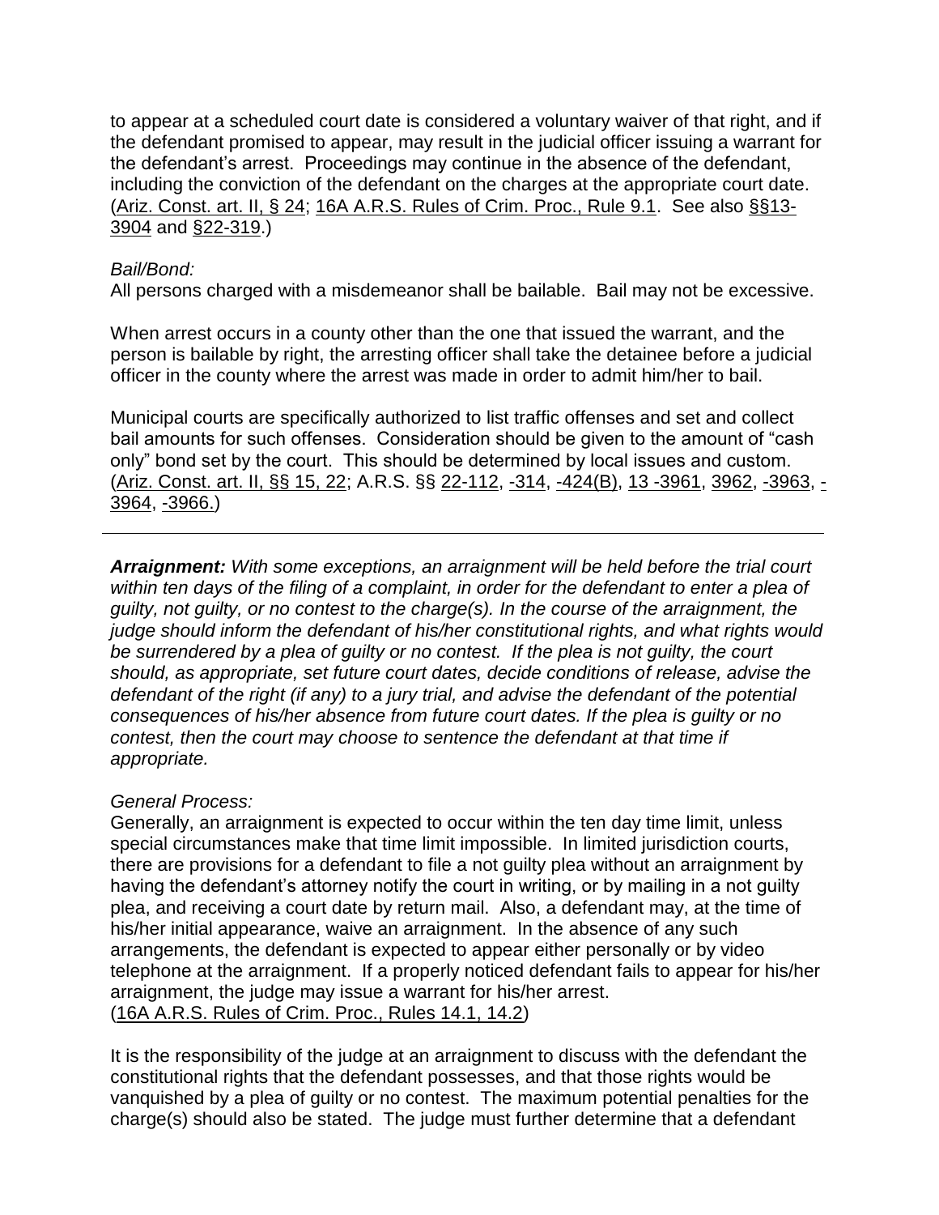to appear at a scheduled court date is considered a voluntary waiver of that right, and if the defendant promised to appear, may result in the judicial officer issuing a warrant for the defendant's arrest. Proceedings may continue in the absence of the defendant, including the conviction of the defendant on the charges at the appropriate court date. (Ariz. Const. art. II, § 24; 16A A.R.S. Rules of Crim. Proc., Rule 9.1. See also §§13-3904 and §22-319.)

*Bail/Bond:*
All persons charged with a misdemeanor shall be bailable. Bail may not be excessive.

When arrest occurs in a county other than the one that issued the warrant, and the person is bailable by right, the arresting officer shall take the detainee before a judicial officer in the county where the arrest was made in order to admit him/her to bail.

Municipal courts are specifically authorized to list traffic offenses and set and collect bail amounts for such offenses. Consideration should be given to the amount of "cash only" bond set by the court. This should be determined by local issues and custom. (Ariz. Const. art. II, §§ 15, 22; A.R.S. §§ 22-112, -314, -424(B), 13 -3961, 3962, -3963, -3964, -3966.)

---

***Arraignment:*** *With some exceptions, an arraignment will be held before the trial court within ten days of the filing of a complaint, in order for the defendant to enter a plea of guilty, not guilty, or no contest to the charge(s). In the course of the arraignment, the judge should inform the defendant of his/her constitutional rights, and what rights would be surrendered by a plea of guilty or no contest. If the plea is not guilty, the court should, as appropriate, set future court dates, decide conditions of release, advise the defendant of the right (if any) to a jury trial, and advise the defendant of the potential consequences of his/her absence from future court dates. If the plea is guilty or no contest, then the court may choose to sentence the defendant at that time if appropriate.*

*General Process:*
Generally, an arraignment is expected to occur within the ten day time limit, unless special circumstances make that time limit impossible. In limited jurisdiction courts, there are provisions for a defendant to file a not guilty plea without an arraignment by having the defendant's attorney notify the court in writing, or by mailing in a not guilty plea, and receiving a court date by return mail. Also, a defendant may, at the time of his/her initial appearance, waive an arraignment. In the absence of any such arrangements, the defendant is expected to appear either personally or by video telephone at the arraignment. If a properly noticed defendant fails to appear for his/her arraignment, the judge may issue a warrant for his/her arrest. (16A A.R.S. Rules of Crim. Proc., Rules 14.1, 14.2)

It is the responsibility of the judge at an arraignment to discuss with the defendant the constitutional rights that the defendant possesses, and that those rights would be vanquished by a plea of guilty or no contest. The maximum potential penalties for the charge(s) should also be stated. The judge must further determine that a defendant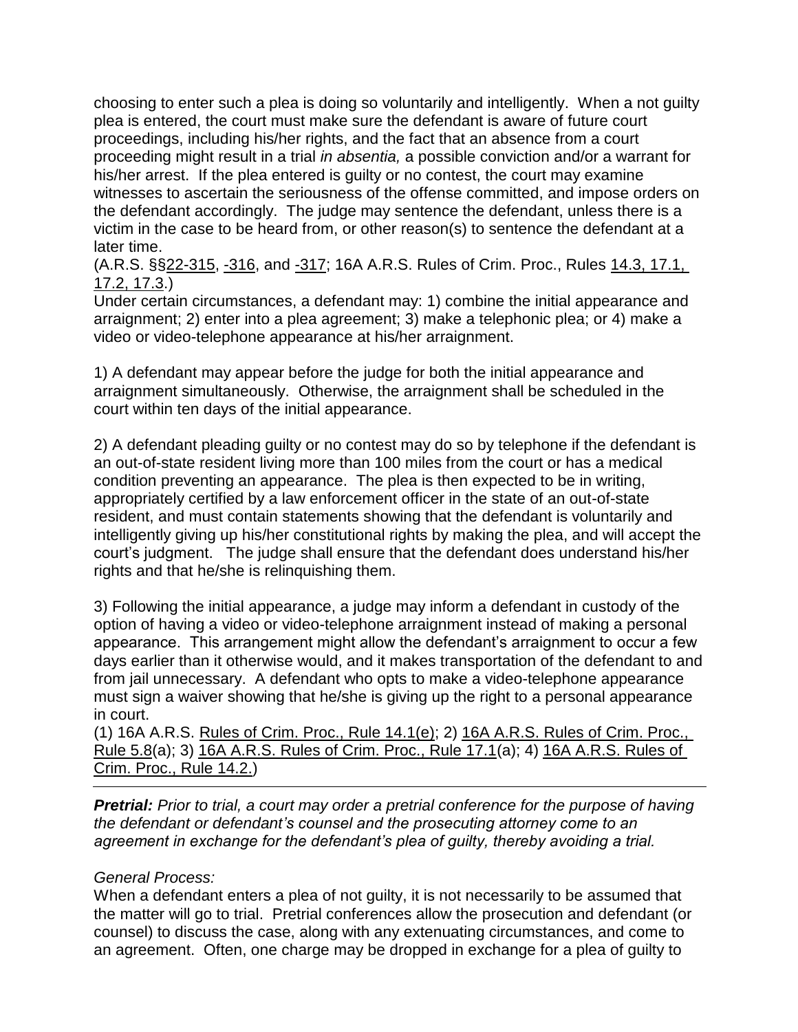choosing to enter such a plea is doing so voluntarily and intelligently. When a not guilty plea is entered, the court must make sure the defendant is aware of future court proceedings, including his/her rights, and the fact that an absence from a court proceeding might result in a trial *in absentia,* a possible conviction and/or a warrant for his/her arrest. If the plea entered is guilty or no contest, the court may examine witnesses to ascertain the seriousness of the offense committed, and impose orders on the defendant accordingly. The judge may sentence the defendant, unless there is a victim in the case to be heard from, or other reason(s) to sentence the defendant at a later time.
(A.R.S. §§22-315, -316, and -317; 16A A.R.S. Rules of Crim. Proc., Rules 14.3, 17.1, 17.2, 17.3.)
Under certain circumstances, a defendant may: 1) combine the initial appearance and arraignment; 2) enter into a plea agreement; 3) make a telephonic plea; or 4) make a video or video-telephone appearance at his/her arraignment.

1) A defendant may appear before the judge for both the initial appearance and arraignment simultaneously. Otherwise, the arraignment shall be scheduled in the court within ten days of the initial appearance.

2) A defendant pleading guilty or no contest may do so by telephone if the defendant is an out-of-state resident living more than 100 miles from the court or has a medical condition preventing an appearance. The plea is then expected to be in writing, appropriately certified by a law enforcement officer in the state of an out-of-state resident, and must contain statements showing that the defendant is voluntarily and intelligently giving up his/her constitutional rights by making the plea, and will accept the court's judgment. The judge shall ensure that the defendant does understand his/her rights and that he/she is relinquishing them.

3) Following the initial appearance, a judge may inform a defendant in custody of the option of having a video or video-telephone arraignment instead of making a personal appearance. This arrangement might allow the defendant's arraignment to occur a few days earlier than it otherwise would, and it makes transportation of the defendant to and from jail unnecessary. A defendant who opts to make a video-telephone appearance must sign a waiver showing that he/she is giving up the right to a personal appearance in court.
(1) 16A A.R.S. Rules of Crim. Proc., Rule 14.1(e); 2) 16A A.R.S. Rules of Crim. Proc., Rule 5.8(a); 3) 16A A.R.S. Rules of Crim. Proc., Rule 17.1(a); 4) 16A A.R.S. Rules of Crim. Proc., Rule 14.2.)

---

***Pretrial:*** *Prior to trial, a court may order a pretrial conference for the purpose of having the defendant or defendant's counsel and the prosecuting attorney come to an agreement in exchange for the defendant's plea of guilty, thereby avoiding a trial.*

*General Process:*
When a defendant enters a plea of not guilty, it is not necessarily to be assumed that the matter will go to trial. Pretrial conferences allow the prosecution and defendant (or counsel) to discuss the case, along with any extenuating circumstances, and come to an agreement. Often, one charge may be dropped in exchange for a plea of guilty to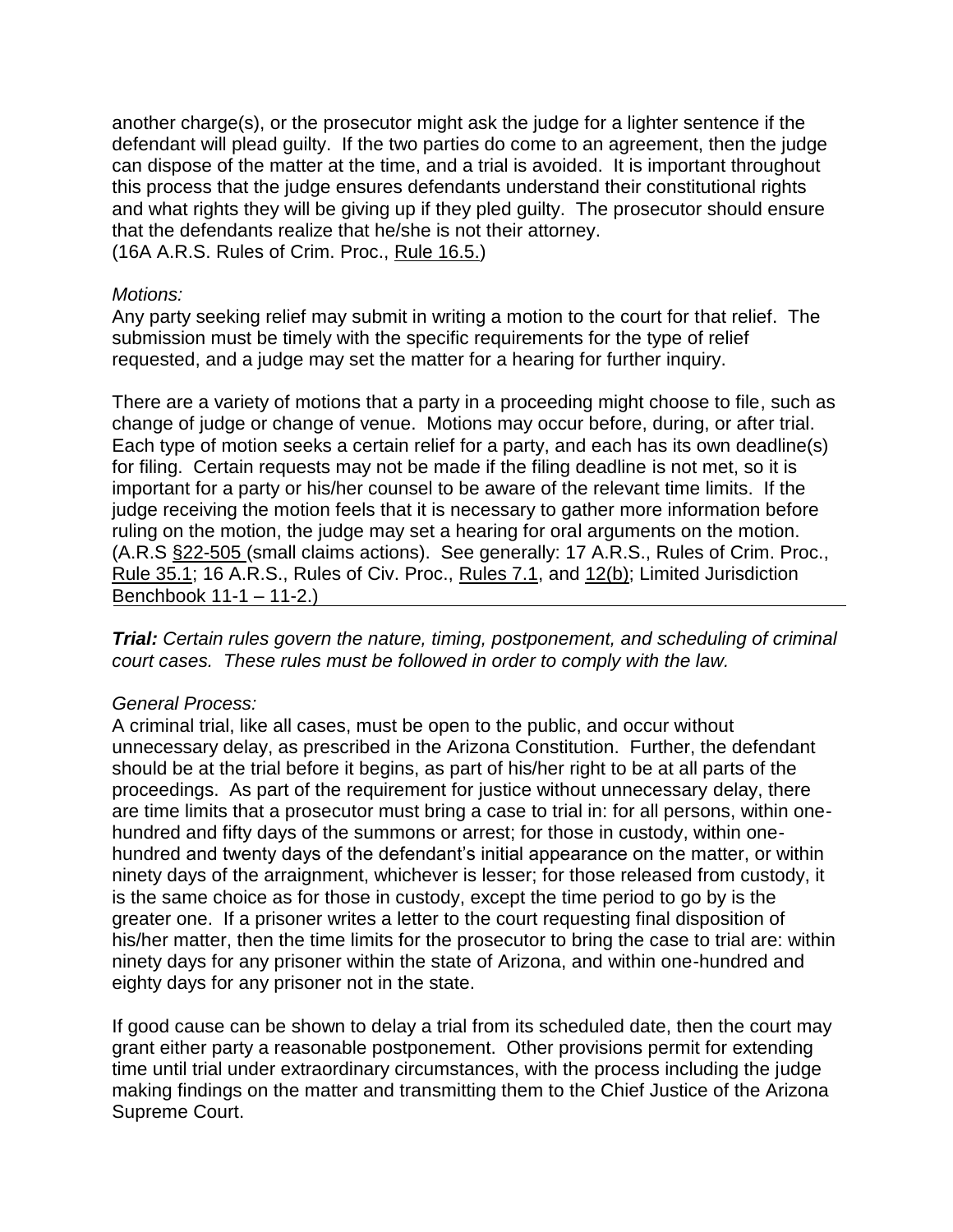another charge(s), or the prosecutor might ask the judge for a lighter sentence if the defendant will plead guilty. If the two parties do come to an agreement, then the judge can dispose of the matter at the time, and a trial is avoided. It is important throughout this process that the judge ensures defendants understand their constitutional rights and what rights they will be giving up if they pled guilty. The prosecutor should ensure that the defendants realize that he/she is not their attorney.
(16A A.R.S. Rules of Crim. Proc., Rule 16.5.)

*Motions:*
Any party seeking relief may submit in writing a motion to the court for that relief. The submission must be timely with the specific requirements for the type of relief requested, and a judge may set the matter for a hearing for further inquiry.

There are a variety of motions that a party in a proceeding might choose to file, such as change of judge or change of venue. Motions may occur before, during, or after trial. Each type of motion seeks a certain relief for a party, and each has its own deadline(s) for filing. Certain requests may not be made if the filing deadline is not met, so it is important for a party or his/her counsel to be aware of the relevant time limits. If the judge receiving the motion feels that it is necessary to gather more information before ruling on the motion, the judge may set a hearing for oral arguments on the motion. (A.R.S §22-505 (small claims actions). See generally: 17 A.R.S., Rules of Crim. Proc., Rule 35.1; 16 A.R.S., Rules of Civ. Proc., Rules 7.1, and 12(b); Limited Jurisdiction Benchbook 11-1 – 11-2.)

***Trial:*** *Certain rules govern the nature, timing, postponement, and scheduling of criminal court cases. These rules must be followed in order to comply with the law.*

*General Process:*
A criminal trial, like all cases, must be open to the public, and occur without unnecessary delay, as prescribed in the Arizona Constitution. Further, the defendant should be at the trial before it begins, as part of his/her right to be at all parts of the proceedings. As part of the requirement for justice without unnecessary delay, there are time limits that a prosecutor must bring a case to trial in: for all persons, within one-hundred and fifty days of the summons or arrest; for those in custody, within one-hundred and twenty days of the defendant's initial appearance on the matter, or within ninety days of the arraignment, whichever is lesser; for those released from custody, it is the same choice as for those in custody, except the time period to go by is the greater one. If a prisoner writes a letter to the court requesting final disposition of his/her matter, then the time limits for the prosecutor to bring the case to trial are: within ninety days for any prisoner within the state of Arizona, and within one-hundred and eighty days for any prisoner not in the state.

If good cause can be shown to delay a trial from its scheduled date, then the court may grant either party a reasonable postponement. Other provisions permit for extending time until trial under extraordinary circumstances, with the process including the judge making findings on the matter and transmitting them to the Chief Justice of the Arizona Supreme Court.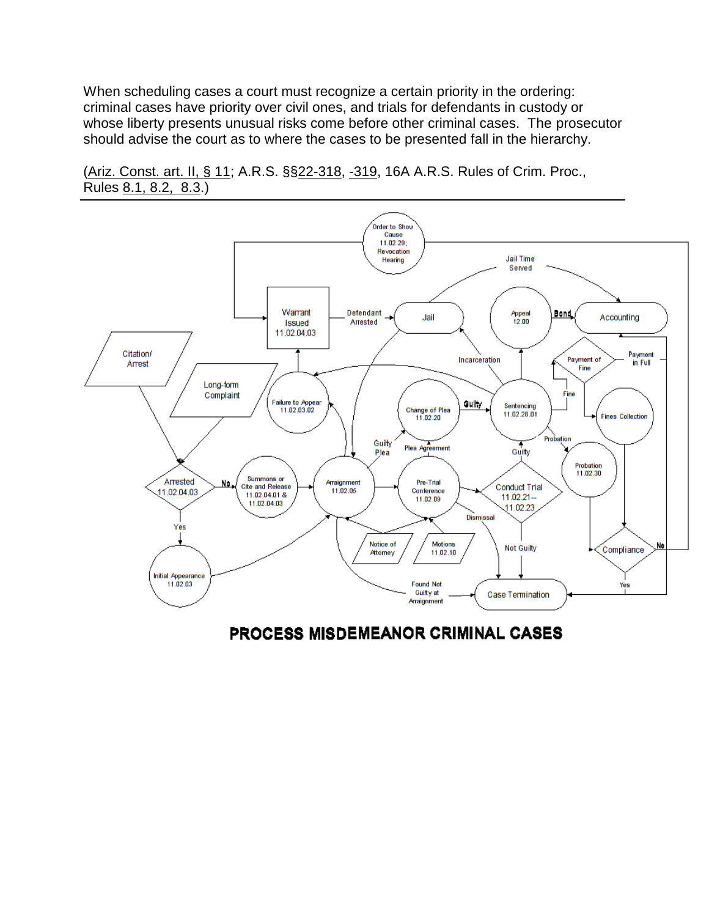When scheduling cases a court must recognize a certain priority in the ordering: criminal cases have priority over civil ones, and trials for defendants in custody or whose liberty presents unusual risks come before other criminal cases. The prosecutor should advise the court as to where the cases to be presented fall in the hierarchy.

(Ariz. Const. art. II, § 11; A.R.S. §§22-318, -319, 16A A.R.S. Rules of Crim. Proc., Rules 8.1, 8.2, 8.3.)

---

Order to Show Cause 11.02.29; Revocation Hearing

Jail Time Served

Warrant Issued 11.02.04.03

Defendant Arrested

Jail

Appeal 12.00

Bond

Accounting

Citation/ Arrest

Incarceration

Payment of Fine

Payment in Full

Long-form Complaint

Failure to Appear 11.02.03.02

Change of Plea 11.02.20

Guilty

Sentencing 11.02.28.01

Fine

Fines Collection

Guilty Plea

Plea Agreement

Guilty

Probation

Probation 11.02.30

Arrested 11.02.04.03

No

Summons or Cite and Release 11.02.04.01 & 11.02.04.03

Arraignment 11.02.05

Pre-Trial Conference 11.02.09

Conduct Trial 11.02.21-- 11.02.23

Dismissal

Yes

Notice of Attorney

Motions 11.02.10

Not Guilty

Compliance

No

Initial Appearance 11.02.03

Found Not Guilty at Arraignment

Case Termination

Yes

**PROCESS MISDEMEANOR CRIMINAL CASES**